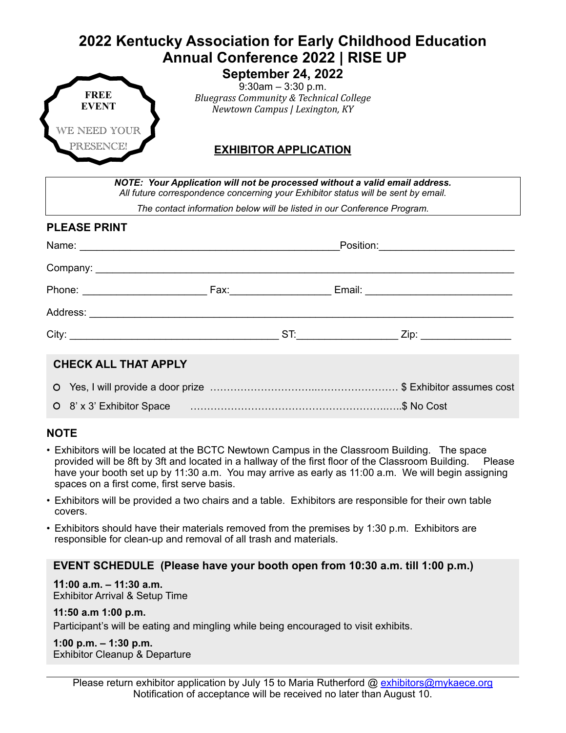# 2022 Kentucky Association for Early Childhood Education Annual Conference 2022 | RISE UP

**FREE EVENT**

WE NEED YOUR PRESENCE!

## September 24, 2022

9:30am – 3:30 p.m.

*Bluegrass Community & Technical College*

*Newtown Campus | Lexington, KY*

## EXHIBITOR APPLICATION

***NOTE: Your Application will not be processed without a valid email address.***

*All future correspondence concerning your Exhibitor status will be sent by email.*

*The contact information below will be listed in our Conference Program.*

### PLEASE PRINT

Name: ______________________________________________ Position: _______________________

Company: ___________________________________________________________________________

Phone: ______________________ Fax: __________________ Email: __________________________

Address: ____________________________________________________________________________

City: _____________________________________ ST: __________________ Zip: ________________

### CHECK ALL THAT APPLY

- ○ Yes, I will provide a door prize ………………………………………………… $ Exhibitor assumes cost
- ○ 8' x 3' Exhibitor Space ………………………………………………………….$ No Cost

### NOTE

- Exhibitors will be located at the BCTC Newtown Campus in the Classroom Building. The space provided will be 8ft by 3ft and located in a hallway of the first floor of the Classroom Building. Please have your booth set up by 11:30 a.m. You may arrive as early as 11:00 a.m. We will begin assigning spaces on a first come, first serve basis.
- Exhibitors will be provided a two chairs and a table. Exhibitors are responsible for their own table covers.
- Exhibitors should have their materials removed from the premises by 1:30 p.m. Exhibitors are responsible for clean-up and removal of all trash and materials.

### EVENT SCHEDULE (Please have your booth open from 10:30 a.m. till 1:00 p.m.)

**11:00 a.m. – 11:30 a.m.**
Exhibitor Arrival & Setup Time

**11:50 a.m 1:00 p.m.**
Participant's will be eating and mingling while being encouraged to visit exhibits.

**1:00 p.m. – 1:30 p.m.**
Exhibitor Cleanup & Departure

Please return exhibitor application by July 15 to Maria Rutherford @ exhibitors@mykaece.org
Notification of acceptance will be received no later than August 10.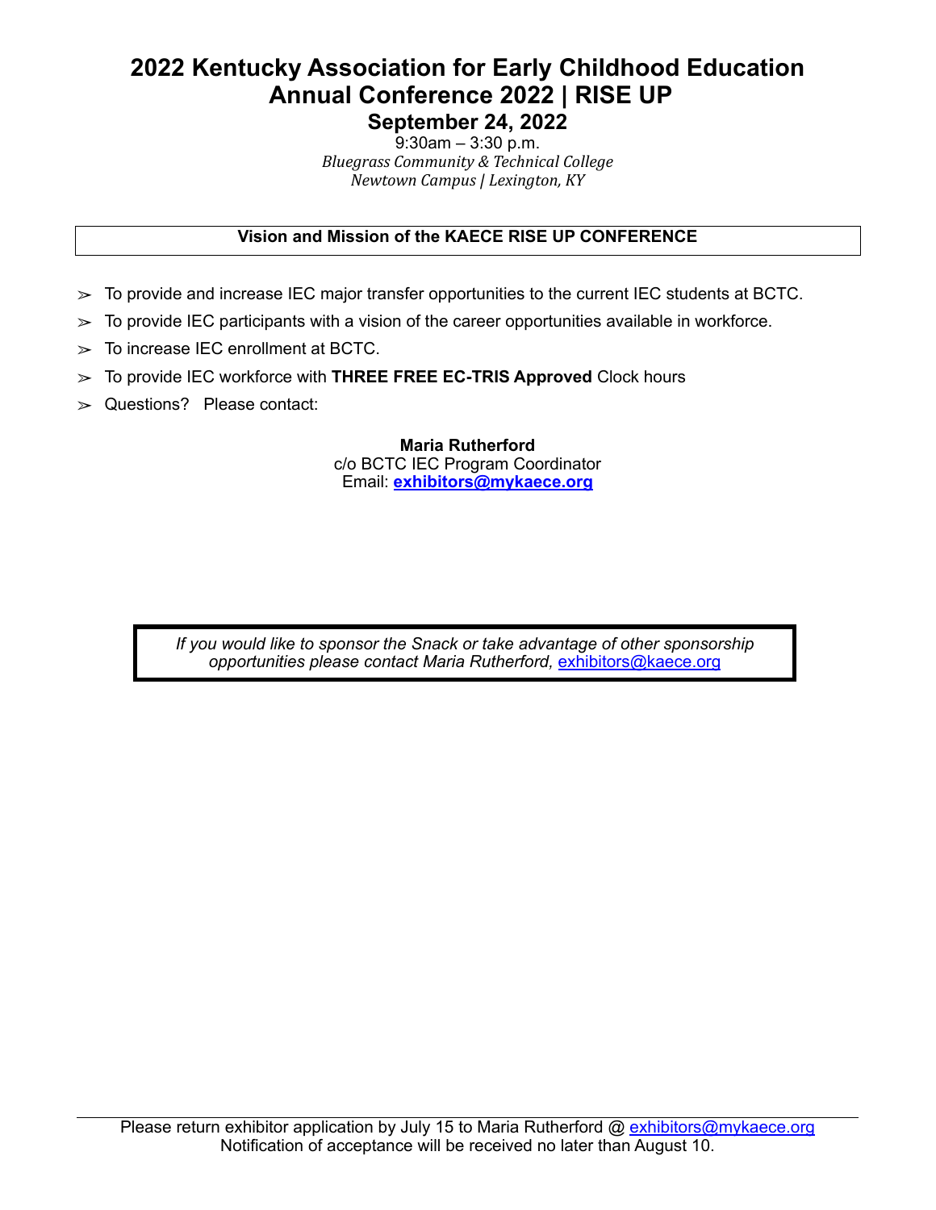# 2022 Kentucky Association for Early Childhood Education Annual Conference 2022 | RISE UP

## September 24, 2022

9:30am – 3:30 p.m.

*Bluegrass Community & Technical College*

*Newtown Campus | Lexington, KY*

**Vision and Mission of the KAECE RISE UP CONFERENCE**

- To provide and increase IEC major transfer opportunities to the current IEC students at BCTC.
- To provide IEC participants with a vision of the career opportunities available in workforce.
- To increase IEC enrollment at BCTC.
- To provide IEC workforce with **THREE FREE EC-TRIS Approved** Clock hours
- Questions? Please contact:

**Maria Rutherford**
c/o BCTC IEC Program Coordinator
Email: **exhibitors@mykaece.org**

*If you would like to sponsor the Snack or take advantage of other sponsorship opportunities please contact Maria Rutherford,* exhibitors@kaece.org

Please return exhibitor application by July 15 to Maria Rutherford @ exhibitors@mykaece.org
Notification of acceptance will be received no later than August 10.